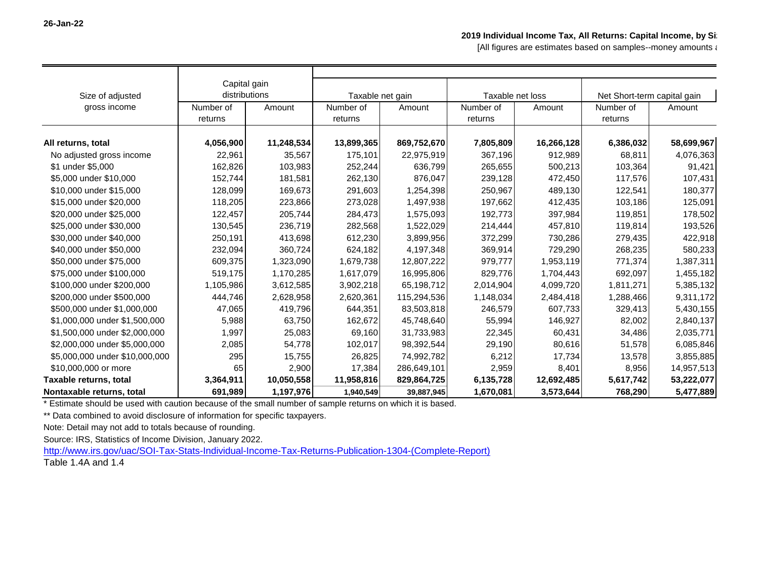26-Jan-22

**2019 Individual Income Tax, All Returns: Capital Income, by Si**

[All figures are estimates based on samples--money amounts a

| Size of adjusted gross income | Capital gain distributions | | Taxable net gain | | Taxable net loss | | Net Short-term capital gain | |
|---|---|---|---|---|---|---|---|---|
| | Number of returns | Amount | Number of returns | Amount | Number of returns | Amount | Number of returns | Amount |
| **All returns, total** | **4,056,900** | **11,248,534** | **13,899,365** | **869,752,670** | **7,805,809** | **16,266,128** | **6,386,032** | **58,699,967** |
| No adjusted gross income | 22,961 | 35,567 | 175,101 | 22,975,919 | 367,196 | 912,989 | 68,811 | 4,076,363 |
| $1 under $5,000 | 162,826 | 103,983 | 252,244 | 636,799 | 265,655 | 500,213 | 103,364 | 91,421 |
| $5,000 under $10,000 | 152,744 | 181,581 | 262,130 | 876,047 | 239,128 | 472,450 | 117,576 | 107,431 |
| $10,000 under $15,000 | 128,099 | 169,673 | 291,603 | 1,254,398 | 250,967 | 489,130 | 122,541 | 180,377 |
| $15,000 under $20,000 | 118,205 | 223,866 | 273,028 | 1,497,938 | 197,662 | 412,435 | 103,186 | 125,091 |
| $20,000 under $25,000 | 122,457 | 205,744 | 284,473 | 1,575,093 | 192,773 | 397,984 | 119,851 | 178,502 |
| $25,000 under $30,000 | 130,545 | 236,719 | 282,568 | 1,522,029 | 214,444 | 457,810 | 119,814 | 193,526 |
| $30,000 under $40,000 | 250,191 | 413,698 | 612,230 | 3,899,956 | 372,299 | 730,286 | 279,435 | 422,918 |
| $40,000 under $50,000 | 232,094 | 360,724 | 624,182 | 4,197,348 | 369,914 | 729,290 | 268,235 | 580,233 |
| $50,000 under $75,000 | 609,375 | 1,323,090 | 1,679,738 | 12,807,222 | 979,777 | 1,953,119 | 771,374 | 1,387,311 |
| $75,000 under $100,000 | 519,175 | 1,170,285 | 1,617,079 | 16,995,806 | 829,776 | 1,704,443 | 692,097 | 1,455,182 |
| $100,000 under $200,000 | 1,105,986 | 3,612,585 | 3,902,218 | 65,198,712 | 2,014,904 | 4,099,720 | 1,811,271 | 5,385,132 |
| $200,000 under $500,000 | 444,746 | 2,628,958 | 2,620,361 | 115,294,536 | 1,148,034 | 2,484,418 | 1,288,466 | 9,311,172 |
| $500,000 under $1,000,000 | 47,065 | 419,796 | 644,351 | 83,503,818 | 246,579 | 607,733 | 329,413 | 5,430,155 |
| $1,000,000 under $1,500,000 | 5,988 | 63,750 | 162,672 | 45,748,640 | 55,994 | 146,927 | 82,002 | 2,840,137 |
| $1,500,000 under $2,000,000 | 1,997 | 25,083 | 69,160 | 31,733,983 | 22,345 | 60,431 | 34,486 | 2,035,771 |
| $2,000,000 under $5,000,000 | 2,085 | 54,778 | 102,017 | 98,392,544 | 29,190 | 80,616 | 51,578 | 6,085,846 |
| $5,000,000 under $10,000,000 | 295 | 15,755 | 26,825 | 74,992,782 | 6,212 | 17,734 | 13,578 | 3,855,885 |
| $10,000,000 or more | 65 | 2,900 | 17,384 | 286,649,101 | 2,959 | 8,401 | 8,956 | 14,957,513 |
| **Taxable returns, total** | **3,364,911** | **10,050,558** | **11,958,816** | **829,864,725** | **6,135,728** | **12,692,485** | **5,617,742** | **53,222,077** |
| **Nontaxable returns, total** | **691,989** | **1,197,976** | **1,940,549** | **39,887,945** | **1,670,081** | **3,573,644** | **768,290** | **5,477,889** |

* Estimate should be used with caution because of the small number of sample returns on which it is based.

** Data combined to avoid disclosure of information for specific taxpayers.

Note: Detail may not add to totals because of rounding.

Source: IRS, Statistics of Income Division, January 2022.

http://www.irs.gov/uac/SOI-Tax-Stats-Individual-Income-Tax-Returns-Publication-1304-(Complete-Report)

Table 1.4A and 1.4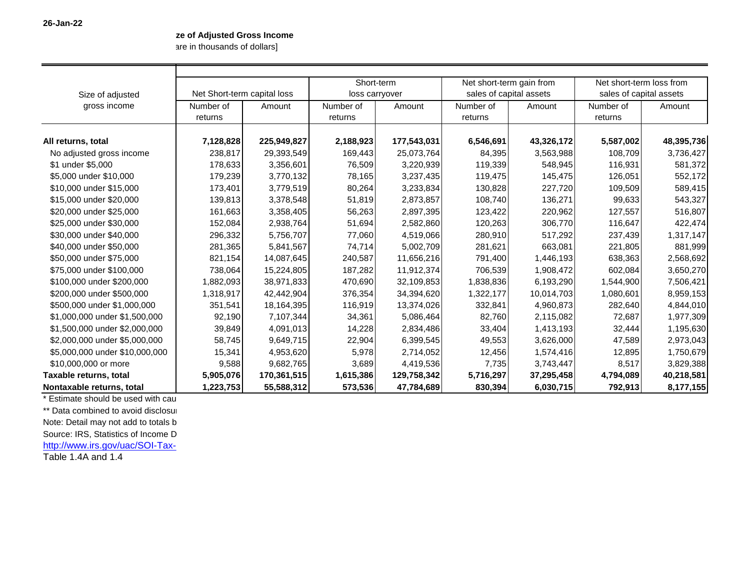26-Jan-22

**ze of Adjusted Gross Income**

are in thousands of dollars]

| Size of adjusted gross income | Net Short-term capital loss | | Short-term loss carryover | | Net short-term gain from sales of capital assets | | Net short-term loss from sales of capital assets | |
|---|---|---|---|---|---|---|---|---|
| | Number of returns | Amount | Number of returns | Amount | Number of returns | Amount | Number of returns | Amount |
| **All returns, total** | **7,128,828** | **225,949,827** | **2,188,923** | **177,543,031** | **6,546,691** | **43,326,172** | **5,587,002** | **48,395,736** |
| No adjusted gross income | 238,817 | 29,393,549 | 169,443 | 25,073,764 | 84,395 | 3,563,988 | 108,709 | 3,736,427 |
| $1 under $5,000 | 178,633 | 3,356,601 | 76,509 | 3,220,939 | 119,339 | 548,945 | 116,931 | 581,372 |
| $5,000 under $10,000 | 179,239 | 3,770,132 | 78,165 | 3,237,435 | 119,475 | 145,475 | 126,051 | 552,172 |
| $10,000 under $15,000 | 173,401 | 3,779,519 | 80,264 | 3,233,834 | 130,828 | 227,720 | 109,509 | 589,415 |
| $15,000 under $20,000 | 139,813 | 3,378,548 | 51,819 | 2,873,857 | 108,740 | 136,271 | 99,633 | 543,327 |
| $20,000 under $25,000 | 161,663 | 3,358,405 | 56,263 | 2,897,395 | 123,422 | 220,962 | 127,557 | 516,807 |
| $25,000 under $30,000 | 152,084 | 2,938,764 | 51,694 | 2,582,860 | 120,263 | 306,770 | 116,647 | 422,474 |
| $30,000 under $40,000 | 296,332 | 5,756,707 | 77,060 | 4,519,066 | 280,910 | 517,292 | 237,439 | 1,317,147 |
| $40,000 under $50,000 | 281,365 | 5,841,567 | 74,714 | 5,002,709 | 281,621 | 663,081 | 221,805 | 881,999 |
| $50,000 under $75,000 | 821,154 | 14,087,645 | 240,587 | 11,656,216 | 791,400 | 1,446,193 | 638,363 | 2,568,692 |
| $75,000 under $100,000 | 738,064 | 15,224,805 | 187,282 | 11,912,374 | 706,539 | 1,908,472 | 602,084 | 3,650,270 |
| $100,000 under $200,000 | 1,882,093 | 38,971,833 | 470,690 | 32,109,853 | 1,838,836 | 6,193,290 | 1,544,900 | 7,506,421 |
| $200,000 under $500,000 | 1,318,917 | 42,442,904 | 376,354 | 34,394,620 | 1,322,177 | 10,014,703 | 1,080,601 | 8,959,153 |
| $500,000 under $1,000,000 | 351,541 | 18,164,395 | 116,919 | 13,374,026 | 332,841 | 4,960,873 | 282,640 | 4,844,010 |
| $1,000,000 under $1,500,000 | 92,190 | 7,107,344 | 34,361 | 5,086,464 | 82,760 | 2,115,082 | 72,687 | 1,977,309 |
| $1,500,000 under $2,000,000 | 39,849 | 4,091,013 | 14,228 | 2,834,486 | 33,404 | 1,413,193 | 32,444 | 1,195,630 |
| $2,000,000 under $5,000,000 | 58,745 | 9,649,715 | 22,904 | 6,399,545 | 49,553 | 3,626,000 | 47,589 | 2,973,043 |
| $5,000,000 under $10,000,000 | 15,341 | 4,953,620 | 5,978 | 2,714,052 | 12,456 | 1,574,416 | 12,895 | 1,750,679 |
| $10,000,000 or more | 9,588 | 9,682,765 | 3,689 | 4,419,536 | 7,735 | 3,743,447 | 8,517 | 3,829,388 |
| **Taxable returns, total** | **5,905,076** | **170,361,515** | **1,615,386** | **129,758,342** | **5,716,297** | **37,295,458** | **4,794,089** | **40,218,581** |
| **Nontaxable returns, total** | **1,223,753** | **55,588,312** | **573,536** | **47,784,689** | **830,394** | **6,030,715** | **792,913** | **8,177,155** |

* Estimate should be used with cau

** Data combined to avoid disclosu

Note: Detail may not add to totals b

Source: IRS, Statistics of Income D

http://www.irs.gov/uac/SOI-Tax-

Table 1.4A and 1.4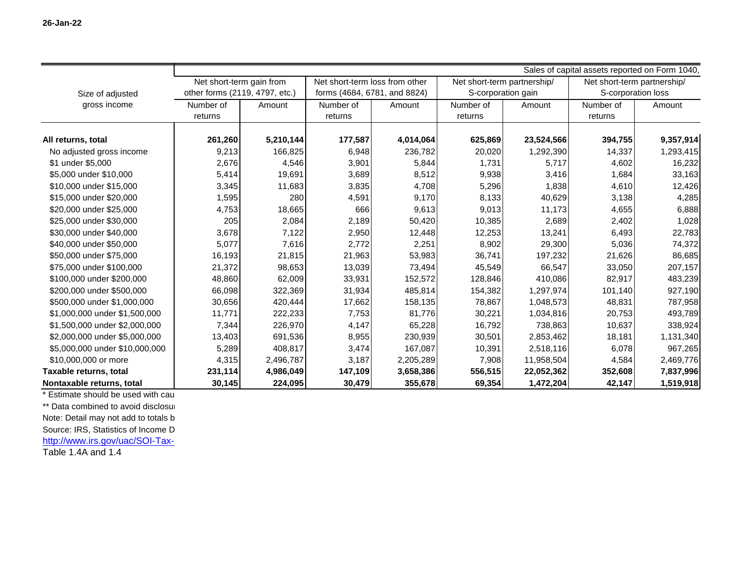26-Jan-22

| Size of adjusted gross income | Sales of capital assets reported on Form 1040, | | | | | | | |
|---|---|---|---|---|---|---|---|---|
| | Net short-term gain from other forms (2119, 4797, etc.) | | Net short-term loss from other forms (4684, 6781, and 8824) | | Net short-term partnership/ S-corporation gain | | Net short-term partnership/ S-corporation loss | |
| | Number of returns | Amount | Number of returns | Amount | Number of returns | Amount | Number of returns | Amount |
| **All returns, total** | **261,260** | **5,210,144** | **177,587** | **4,014,064** | **625,869** | **23,524,566** | **394,755** | **9,357,914** |
| No adjusted gross income | 9,213 | 166,825 | 6,948 | 236,782 | 20,020 | 1,292,390 | 14,337 | 1,293,415 |
| $1 under $5,000 | 2,676 | 4,546 | 3,901 | 5,844 | 1,731 | 5,717 | 4,602 | 16,232 |
| $5,000 under $10,000 | 5,414 | 19,691 | 3,689 | 8,512 | 9,938 | 3,416 | 1,684 | 33,163 |
| $10,000 under $15,000 | 3,345 | 11,683 | 3,835 | 4,708 | 5,296 | 1,838 | 4,610 | 12,426 |
| $15,000 under $20,000 | 1,595 | 280 | 4,591 | 9,170 | 8,133 | 40,629 | 3,138 | 4,285 |
| $20,000 under $25,000 | 4,753 | 18,665 | 666 | 9,613 | 9,013 | 11,173 | 4,655 | 6,888 |
| $25,000 under $30,000 | 205 | 2,084 | 2,189 | 50,420 | 10,385 | 2,689 | 2,402 | 1,028 |
| $30,000 under $40,000 | 3,678 | 7,122 | 2,950 | 12,448 | 12,253 | 13,241 | 6,493 | 22,783 |
| $40,000 under $50,000 | 5,077 | 7,616 | 2,772 | 2,251 | 8,902 | 29,300 | 5,036 | 74,372 |
| $50,000 under $75,000 | 16,193 | 21,815 | 21,963 | 53,983 | 36,741 | 197,232 | 21,626 | 86,685 |
| $75,000 under $100,000 | 21,372 | 98,653 | 13,039 | 73,494 | 45,549 | 66,547 | 33,050 | 207,157 |
| $100,000 under $200,000 | 48,860 | 62,009 | 33,931 | 152,572 | 128,846 | 410,086 | 82,917 | 483,239 |
| $200,000 under $500,000 | 66,098 | 322,369 | 31,934 | 485,814 | 154,382 | 1,297,974 | 101,140 | 927,190 |
| $500,000 under $1,000,000 | 30,656 | 420,444 | 17,662 | 158,135 | 78,867 | 1,048,573 | 48,831 | 787,958 |
| $1,000,000 under $1,500,000 | 11,771 | 222,233 | 7,753 | 81,776 | 30,221 | 1,034,816 | 20,753 | 493,789 |
| $1,500,000 under $2,000,000 | 7,344 | 226,970 | 4,147 | 65,228 | 16,792 | 738,863 | 10,637 | 338,924 |
| $2,000,000 under $5,000,000 | 13,403 | 691,536 | 8,955 | 230,939 | 30,501 | 2,853,462 | 18,181 | 1,131,340 |
| $5,000,000 under $10,000,000 | 5,289 | 408,817 | 3,474 | 167,087 | 10,391 | 2,518,116 | 6,078 | 967,265 |
| $10,000,000 or more | 4,315 | 2,496,787 | 3,187 | 2,205,289 | 7,908 | 11,958,504 | 4,584 | 2,469,776 |
| **Taxable returns, total** | **231,114** | **4,986,049** | **147,109** | **3,658,386** | **556,515** | **22,052,362** | **352,608** | **7,837,996** |
| **Nontaxable returns, total** | **30,145** | **224,095** | **30,479** | **355,678** | **69,354** | **1,472,204** | **42,147** | **1,519,918** |

* Estimate should be used with cau

** Data combined to avoid disclosu

Note: Detail may not add to totals b

Source: IRS, Statistics of Income D

http://www.irs.gov/uac/SOI-Tax-

Table 1.4A and 1.4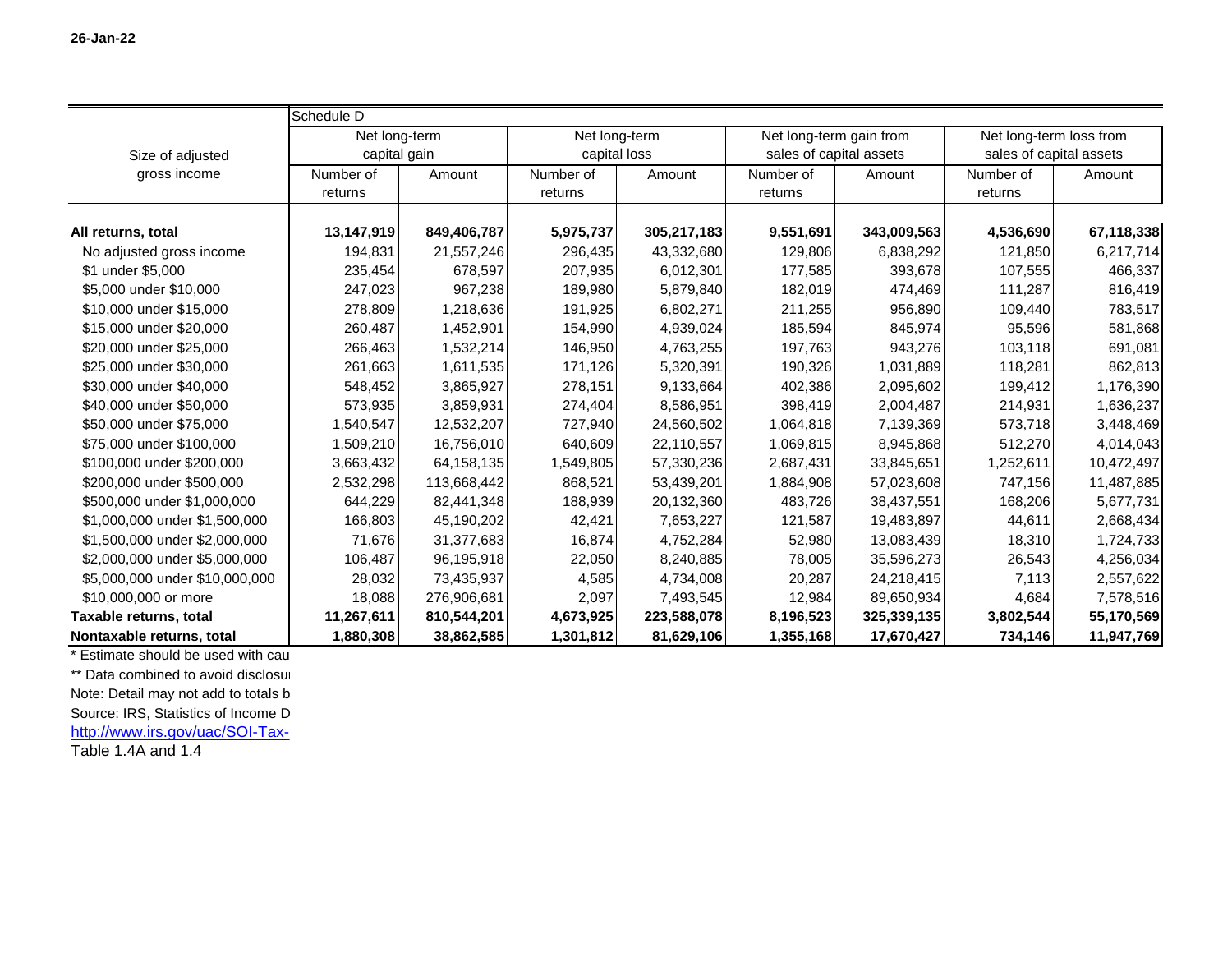26-Jan-22

| Size of adjusted gross income | Schedule D | | | | | | | |
|---|---|---|---|---|---|---|---|---|
| | Net long-term capital gain | | Net long-term capital loss | | Net long-term gain from sales of capital assets | | Net long-term loss from sales of capital assets | |
| | Number of returns | Amount | Number of returns | Amount | Number of returns | Amount | Number of returns | Amount |
| **All returns, total** | **13,147,919** | **849,406,787** | **5,975,737** | **305,217,183** | **9,551,691** | **343,009,563** | **4,536,690** | **67,118,338** |
| No adjusted gross income | 194,831 | 21,557,246 | 296,435 | 43,332,680 | 129,806 | 6,838,292 | 121,850 | 6,217,714 |
| $1 under $5,000 | 235,454 | 678,597 | 207,935 | 6,012,301 | 177,585 | 393,678 | 107,555 | 466,337 |
| $5,000 under $10,000 | 247,023 | 967,238 | 189,980 | 5,879,840 | 182,019 | 474,469 | 111,287 | 816,419 |
| $10,000 under $15,000 | 278,809 | 1,218,636 | 191,925 | 6,802,271 | 211,255 | 956,890 | 109,440 | 783,517 |
| $15,000 under $20,000 | 260,487 | 1,452,901 | 154,990 | 4,939,024 | 185,594 | 845,974 | 95,596 | 581,868 |
| $20,000 under $25,000 | 266,463 | 1,532,214 | 146,950 | 4,763,255 | 197,763 | 943,276 | 103,118 | 691,081 |
| $25,000 under $30,000 | 261,663 | 1,611,535 | 171,126 | 5,320,391 | 190,326 | 1,031,889 | 118,281 | 862,813 |
| $30,000 under $40,000 | 548,452 | 3,865,927 | 278,151 | 9,133,664 | 402,386 | 2,095,602 | 199,412 | 1,176,390 |
| $40,000 under $50,000 | 573,935 | 3,859,931 | 274,404 | 8,586,951 | 398,419 | 2,004,487 | 214,931 | 1,636,237 |
| $50,000 under $75,000 | 1,540,547 | 12,532,207 | 727,940 | 24,560,502 | 1,064,818 | 7,139,369 | 573,718 | 3,448,469 |
| $75,000 under $100,000 | 1,509,210 | 16,756,010 | 640,609 | 22,110,557 | 1,069,815 | 8,945,868 | 512,270 | 4,014,043 |
| $100,000 under $200,000 | 3,663,432 | 64,158,135 | 1,549,805 | 57,330,236 | 2,687,431 | 33,845,651 | 1,252,611 | 10,472,497 |
| $200,000 under $500,000 | 2,532,298 | 113,668,442 | 868,521 | 53,439,201 | 1,884,908 | 57,023,608 | 747,156 | 11,487,885 |
| $500,000 under $1,000,000 | 644,229 | 82,441,348 | 188,939 | 20,132,360 | 483,726 | 38,437,551 | 168,206 | 5,677,731 |
| $1,000,000 under $1,500,000 | 166,803 | 45,190,202 | 42,421 | 7,653,227 | 121,587 | 19,483,897 | 44,611 | 2,668,434 |
| $1,500,000 under $2,000,000 | 71,676 | 31,377,683 | 16,874 | 4,752,284 | 52,980 | 13,083,439 | 18,310 | 1,724,733 |
| $2,000,000 under $5,000,000 | 106,487 | 96,195,918 | 22,050 | 8,240,885 | 78,005 | 35,596,273 | 26,543 | 4,256,034 |
| $5,000,000 under $10,000,000 | 28,032 | 73,435,937 | 4,585 | 4,734,008 | 20,287 | 24,218,415 | 7,113 | 2,557,622 |
| $10,000,000 or more | 18,088 | 276,906,681 | 2,097 | 7,493,545 | 12,984 | 89,650,934 | 4,684 | 7,578,516 |
| **Taxable returns, total** | **11,267,611** | **810,544,201** | **4,673,925** | **223,588,078** | **8,196,523** | **325,339,135** | **3,802,544** | **55,170,569** |
| **Nontaxable returns, total** | **1,880,308** | **38,862,585** | **1,301,812** | **81,629,106** | **1,355,168** | **17,670,427** | **734,146** | **11,947,769** |

* Estimate should be used with cau

** Data combined to avoid disclosu

Note: Detail may not add to totals b

Source: IRS, Statistics of Income D

http://www.irs.gov/uac/SOI-Tax-

Table 1.4A and 1.4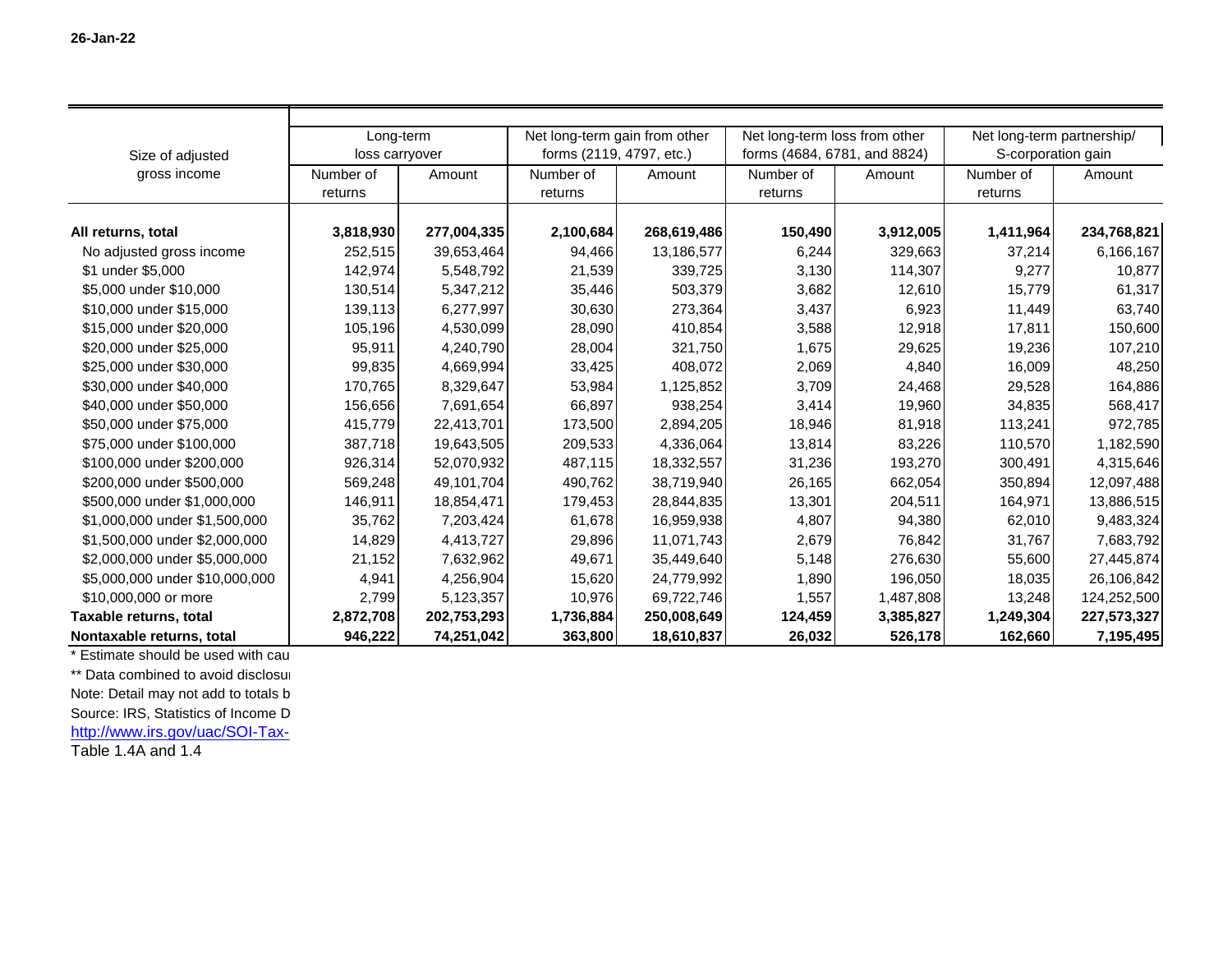26-Jan-22

| Size of adjusted gross income | Long-term loss carryover | | Net long-term gain from other forms (2119, 4797, etc.) | | Net long-term loss from other forms (4684, 6781, and 8824) | | Net long-term partnership/ S-corporation gain | |
|---|---|---|---|---|---|---|---|---|
| | Number of returns | Amount | Number of returns | Amount | Number of returns | Amount | Number of returns | Amount |
| **All returns, total** | **3,818,930** | **277,004,335** | **2,100,684** | **268,619,486** | **150,490** | **3,912,005** | **1,411,964** | **234,768,821** |
| No adjusted gross income | 252,515 | 39,653,464 | 94,466 | 13,186,577 | 6,244 | 329,663 | 37,214 | 6,166,167 |
| $1 under $5,000 | 142,974 | 5,548,792 | 21,539 | 339,725 | 3,130 | 114,307 | 9,277 | 10,877 |
| $5,000 under $10,000 | 130,514 | 5,347,212 | 35,446 | 503,379 | 3,682 | 12,610 | 15,779 | 61,317 |
| $10,000 under $15,000 | 139,113 | 6,277,997 | 30,630 | 273,364 | 3,437 | 6,923 | 11,449 | 63,740 |
| $15,000 under $20,000 | 105,196 | 4,530,099 | 28,090 | 410,854 | 3,588 | 12,918 | 17,811 | 150,600 |
| $20,000 under $25,000 | 95,911 | 4,240,790 | 28,004 | 321,750 | 1,675 | 29,625 | 19,236 | 107,210 |
| $25,000 under $30,000 | 99,835 | 4,669,994 | 33,425 | 408,072 | 2,069 | 4,840 | 16,009 | 48,250 |
| $30,000 under $40,000 | 170,765 | 8,329,647 | 53,984 | 1,125,852 | 3,709 | 24,468 | 29,528 | 164,886 |
| $40,000 under $50,000 | 156,656 | 7,691,654 | 66,897 | 938,254 | 3,414 | 19,960 | 34,835 | 568,417 |
| $50,000 under $75,000 | 415,779 | 22,413,701 | 173,500 | 2,894,205 | 18,946 | 81,918 | 113,241 | 972,785 |
| $75,000 under $100,000 | 387,718 | 19,643,505 | 209,533 | 4,336,064 | 13,814 | 83,226 | 110,570 | 1,182,590 |
| $100,000 under $200,000 | 926,314 | 52,070,932 | 487,115 | 18,332,557 | 31,236 | 193,270 | 300,491 | 4,315,646 |
| $200,000 under $500,000 | 569,248 | 49,101,704 | 490,762 | 38,719,940 | 26,165 | 662,054 | 350,894 | 12,097,488 |
| $500,000 under $1,000,000 | 146,911 | 18,854,471 | 179,453 | 28,844,835 | 13,301 | 204,511 | 164,971 | 13,886,515 |
| $1,000,000 under $1,500,000 | 35,762 | 7,203,424 | 61,678 | 16,959,938 | 4,807 | 94,380 | 62,010 | 9,483,324 |
| $1,500,000 under $2,000,000 | 14,829 | 4,413,727 | 29,896 | 11,071,743 | 2,679 | 76,842 | 31,767 | 7,683,792 |
| $2,000,000 under $5,000,000 | 21,152 | 7,632,962 | 49,671 | 35,449,640 | 5,148 | 276,630 | 55,600 | 27,445,874 |
| $5,000,000 under $10,000,000 | 4,941 | 4,256,904 | 15,620 | 24,779,992 | 1,890 | 196,050 | 18,035 | 26,106,842 |
| $10,000,000 or more | 2,799 | 5,123,357 | 10,976 | 69,722,746 | 1,557 | 1,487,808 | 13,248 | 124,252,500 |
| **Taxable returns, total** | **2,872,708** | **202,753,293** | **1,736,884** | **250,008,649** | **124,459** | **3,385,827** | **1,249,304** | **227,573,327** |
| **Nontaxable returns, total** | **946,222** | **74,251,042** | **363,800** | **18,610,837** | **26,032** | **526,178** | **162,660** | **7,195,495** |

* Estimate should be used with cau

** Data combined to avoid disclosu

Note: Detail may not add to totals b

Source: IRS, Statistics of Income D

http://www.irs.gov/uac/SOI-Tax-

Table 1.4A and 1.4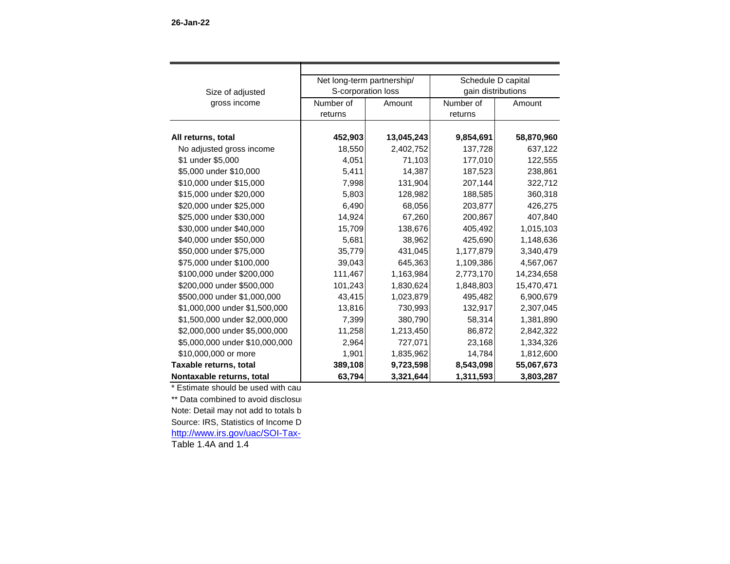26-Jan-22

| Size of adjusted gross income | Net long-term partnership/ S-corporation loss | | Schedule D capital gain distributions | |
|---|---|---|---|---|
| | Number of returns | Amount | Number of returns | Amount |
| **All returns, total** | **452,903** | **13,045,243** | **9,854,691** | **58,870,960** |
| No adjusted gross income | 18,550 | 2,402,752 | 137,728 | 637,122 |
| $1 under $5,000 | 4,051 | 71,103 | 177,010 | 122,555 |
| $5,000 under $10,000 | 5,411 | 14,387 | 187,523 | 238,861 |
| $10,000 under $15,000 | 7,998 | 131,904 | 207,144 | 322,712 |
| $15,000 under $20,000 | 5,803 | 128,982 | 188,585 | 360,318 |
| $20,000 under $25,000 | 6,490 | 68,056 | 203,877 | 426,275 |
| $25,000 under $30,000 | 14,924 | 67,260 | 200,867 | 407,840 |
| $30,000 under $40,000 | 15,709 | 138,676 | 405,492 | 1,015,103 |
| $40,000 under $50,000 | 5,681 | 38,962 | 425,690 | 1,148,636 |
| $50,000 under $75,000 | 35,779 | 431,045 | 1,177,879 | 3,340,479 |
| $75,000 under $100,000 | 39,043 | 645,363 | 1,109,386 | 4,567,067 |
| $100,000 under $200,000 | 111,467 | 1,163,984 | 2,773,170 | 14,234,658 |
| $200,000 under $500,000 | 101,243 | 1,830,624 | 1,848,803 | 15,470,471 |
| $500,000 under $1,000,000 | 43,415 | 1,023,879 | 495,482 | 6,900,679 |
| $1,000,000 under $1,500,000 | 13,816 | 730,993 | 132,917 | 2,307,045 |
| $1,500,000 under $2,000,000 | 7,399 | 380,790 | 58,314 | 1,381,890 |
| $2,000,000 under $5,000,000 | 11,258 | 1,213,450 | 86,872 | 2,842,322 |
| $5,000,000 under $10,000,000 | 2,964 | 727,071 | 23,168 | 1,334,326 |
| $10,000,000 or more | 1,901 | 1,835,962 | 14,784 | 1,812,600 |
| **Taxable returns, total** | **389,108** | **9,723,598** | **8,543,098** | **55,067,673** |
| **Nontaxable returns, total** | **63,794** | **3,321,644** | **1,311,593** | **3,803,287** |

* Estimate should be used with cau

** Data combined to avoid disclosu

Note: Detail may not add to totals b

Source: IRS, Statistics of Income D

http://www.irs.gov/uac/SOI-Tax-

Table 1.4A and 1.4